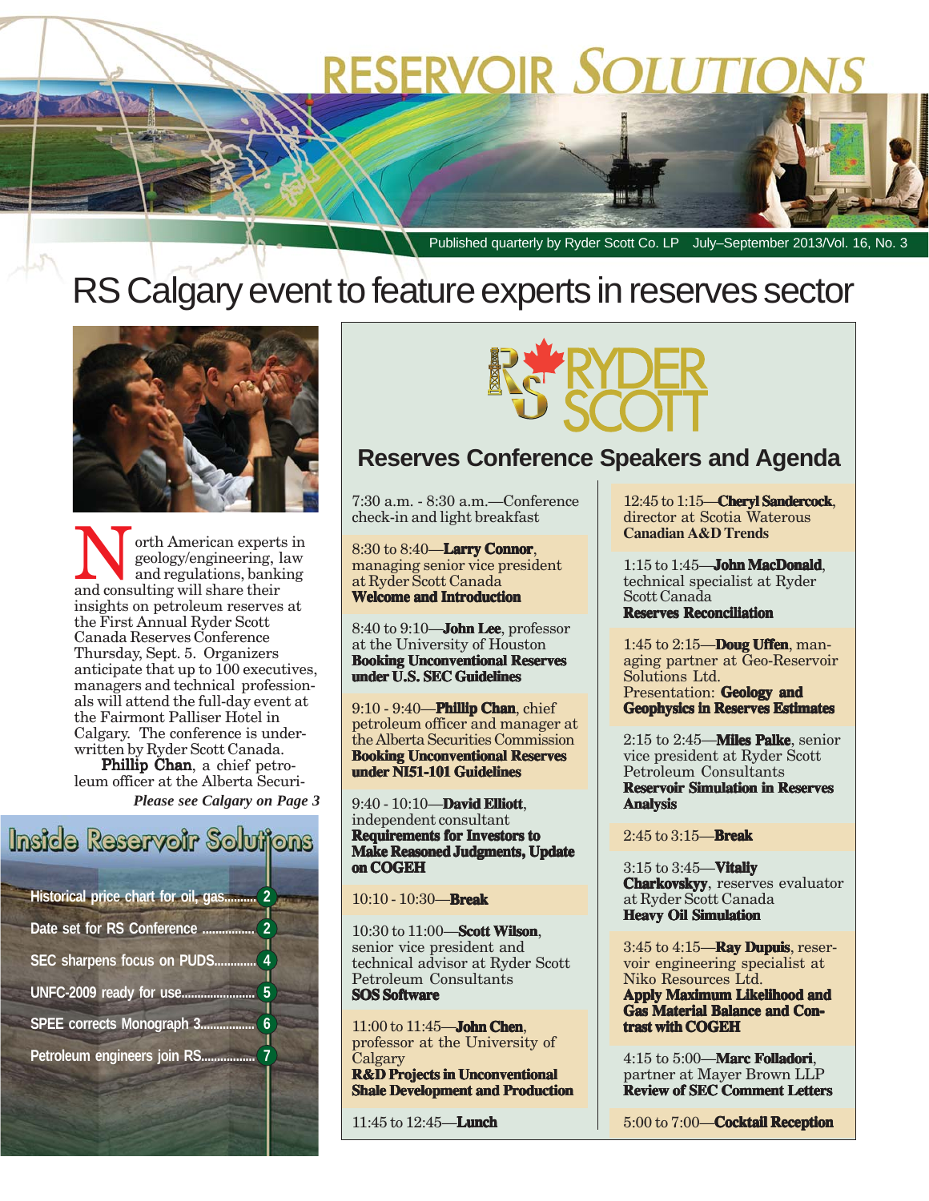# RESERVOIR SOLUTIONS

Published quarterly by Ryder Scott Co. LP July–September 2013/Vol. 16, No. 3

# RS Calgary event to feature experts in reserves sector

North American experts in geology/engineering, law and regulations, banking and consulting will share their insights on petroleum reserves at the First Annual Ryder Scott Canada Reserves Conference Thursday, Sept. 5. Organizers anticipate that up to 100 executives, managers and technical professionals will attend the full-day event at the Fairmont Palliser Hotel in Calgary. The conference is underwritten by Ryder Scott Canada.

**Phillip Chan**, a chief petroleum officer at the Alberta Securi-

*Please see Calgary on Page 3*

## Inside Reservoir Solutions

- Historical price chart for oil, gas.......... 2
- Date set for RS Conference ................ 2
- SEC sharpens focus on PUDS............ 4
- UNFC-2009 ready for use...................... 5
- SPEE corrects Monograph 3................ 6
- Petroleum engineers join RS................ 7

## Reserves Conference Speakers and Agenda

7:30 a.m. - 8:30 a.m.—Conference check-in and light breakfast

8:30 to 8:40—**Larry Connor**, managing senior vice president at Ryder Scott Canada
**Welcome and Introduction**

8:40 to 9:10—**John Lee**, professor at the University of Houston
**Booking Unconventional Reserves under U.S. SEC Guidelines**

9:10 - 9:40—**Phillip Chan**, chief petroleum officer and manager at the Alberta Securities Commission
**Booking Unconventional Reserves under NI51-101 Guidelines**

9:40 - 10:10—**David Elliott**, independent consultant
**Requirements for Investors to Make Reasoned Judgments, Update on COGEH**

10:10 - 10:30—**Break**

10:30 to 11:00—**Scott Wilson**, senior vice president and technical advisor at Ryder Scott Petroleum Consultants
**SOS Software**

11:00 to 11:45—**John Chen**, professor at the University of Calgary
**R&D Projects in Unconventional Shale Development and Production**

11:45 to 12:45—**Lunch**

12:45 to 1:15—**Cheryl Sandercock**, director at Scotia Waterous
**Canadian A&D Trends**

1:15 to 1:45—**John MacDonald**, technical specialist at Ryder Scott Canada
**Reserves Reconciliation**

1:45 to 2:15—**Doug Uffen**, managing partner at Geo-Reservoir Solutions Ltd.
Presentation: **Geology and Geophysics in Reserves Estimates**

2:15 to 2:45—**Miles Palke**, senior vice president at Ryder Scott Petroleum Consultants
**Reservoir Simulation in Reserves Analysis**

2:45 to 3:15—**Break**

3:15 to 3:45—**Vitaliy Charkovskyy**, reserves evaluator at Ryder Scott Canada
**Heavy Oil Simulation**

3:45 to 4:15—**Ray Dupuis**, reservoir engineering specialist at Niko Resources Ltd.
**Apply Maximum Likelihood and Gas Material Balance and Contrast with COGEH**

4:15 to 5:00—**Marc Folladori**, partner at Mayer Brown LLP
**Review of SEC Comment Letters**

5:00 to 7:00—**Cocktail Reception**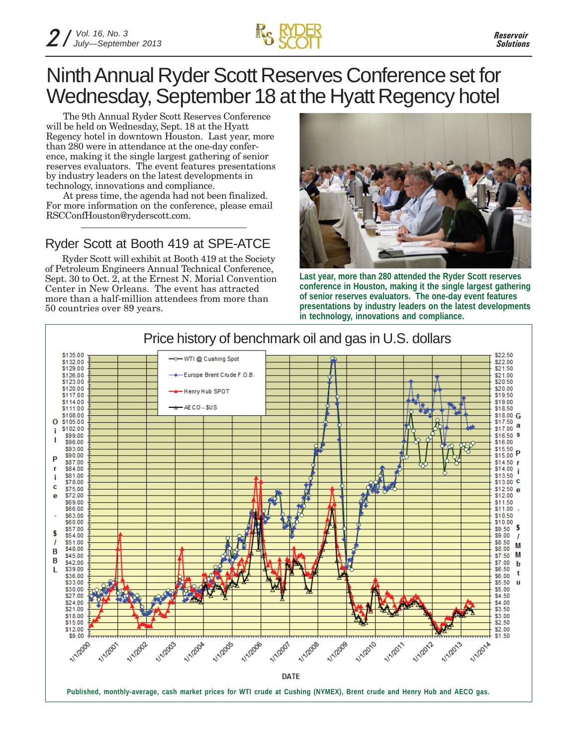# Ninth Annual Ryder Scott Reserves Conference set for Wednesday, September 18 at the Hyatt Regency hotel

The 9th Annual Ryder Scott Reserves Conference will be held on Wednesday, Sept. 18 at the Hyatt Regency hotel in downtown Houston. Last year, more than 280 were in attendance at the one-day conference, making it the single largest gathering of senior reserves evaluators. The event features presentations by industry leaders on the latest developments in technology, innovations and compliance.

At press time, the agenda had not been finalized. For more information on the conference, please email RSCConfHouston@ryderscott.com.

## Ryder Scott at Booth 419 at SPE-ATCE

Ryder Scott will exhibit at Booth 419 at the Society of Petroleum Engineers Annual Technical Conference, Sept. 30 to Oct. 2, at the Ernest N. Morial Convention Center in New Orleans. The event has attracted more than a half-million attendees from more than 50 countries over 89 years.

**Last year, more than 280 attended the Ryder Scott reserves conference in Houston, making it the single largest gathering of senior reserves evaluators. The one-day event features presentations by industry leaders on the latest developments in technology, innovations and compliance.**

**Published, monthly-average, cash market prices for WTI crude at Cushing (NYMEX), Brent crude and Henry Hub and AECO gas.**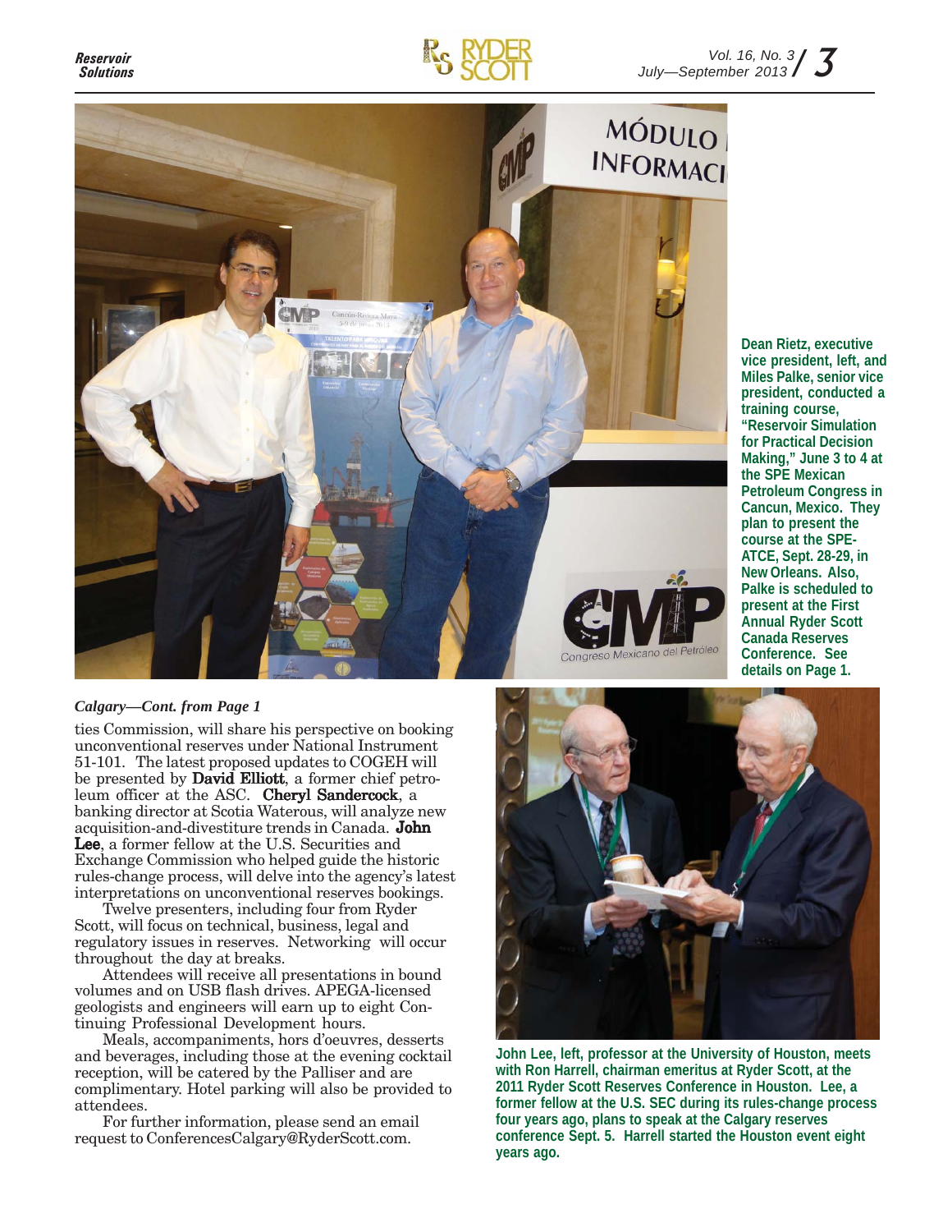Dean Rietz, executive vice president, left, and Miles Palke, senior vice president, conducted a training course, "Reservoir Simulation for Practical Decision Making," June 3 to 4 at the SPE Mexican Petroleum Congress in Cancun, Mexico. They plan to present the course at the SPE-ATCE, Sept. 28-29, in New Orleans. Also, Palke is scheduled to present at the First Annual Ryder Scott Canada Reserves Conference. See details on Page 1.

*Calgary—Cont. from Page 1*

ties Commission, will share his perspective on booking unconventional reserves under National Instrument 51-101. The latest proposed updates to COGEH will be presented by **David Elliott**, a former chief petroleum officer at the ASC. **Cheryl Sandercock**, a banking director at Scotia Waterous, will analyze new acquisition-and-divestiture trends in Canada. **John Lee**, a former fellow at the U.S. Securities and Exchange Commission who helped guide the historic rules-change process, will delve into the agency's latest interpretations on unconventional reserves bookings.

Twelve presenters, including four from Ryder Scott, will focus on technical, business, legal and regulatory issues in reserves. Networking will occur throughout the day at breaks.

Attendees will receive all presentations in bound volumes and on USB flash drives. APEGA-licensed geologists and engineers will earn up to eight Continuing Professional Development hours.

Meals, accompaniments, hors d'oeuvres, desserts and beverages, including those at the evening cocktail reception, will be catered by the Palliser and are complimentary. Hotel parking will also be provided to attendees.

For further information, please send an email request to ConferencesCalgary@RyderScott.com.

John Lee, left, professor at the University of Houston, meets with Ron Harrell, chairman emeritus at Ryder Scott, at the 2011 Ryder Scott Reserves Conference in Houston. Lee, a former fellow at the U.S. SEC during its rules-change process four years ago, plans to speak at the Calgary reserves conference Sept. 5. Harrell started the Houston event eight years ago.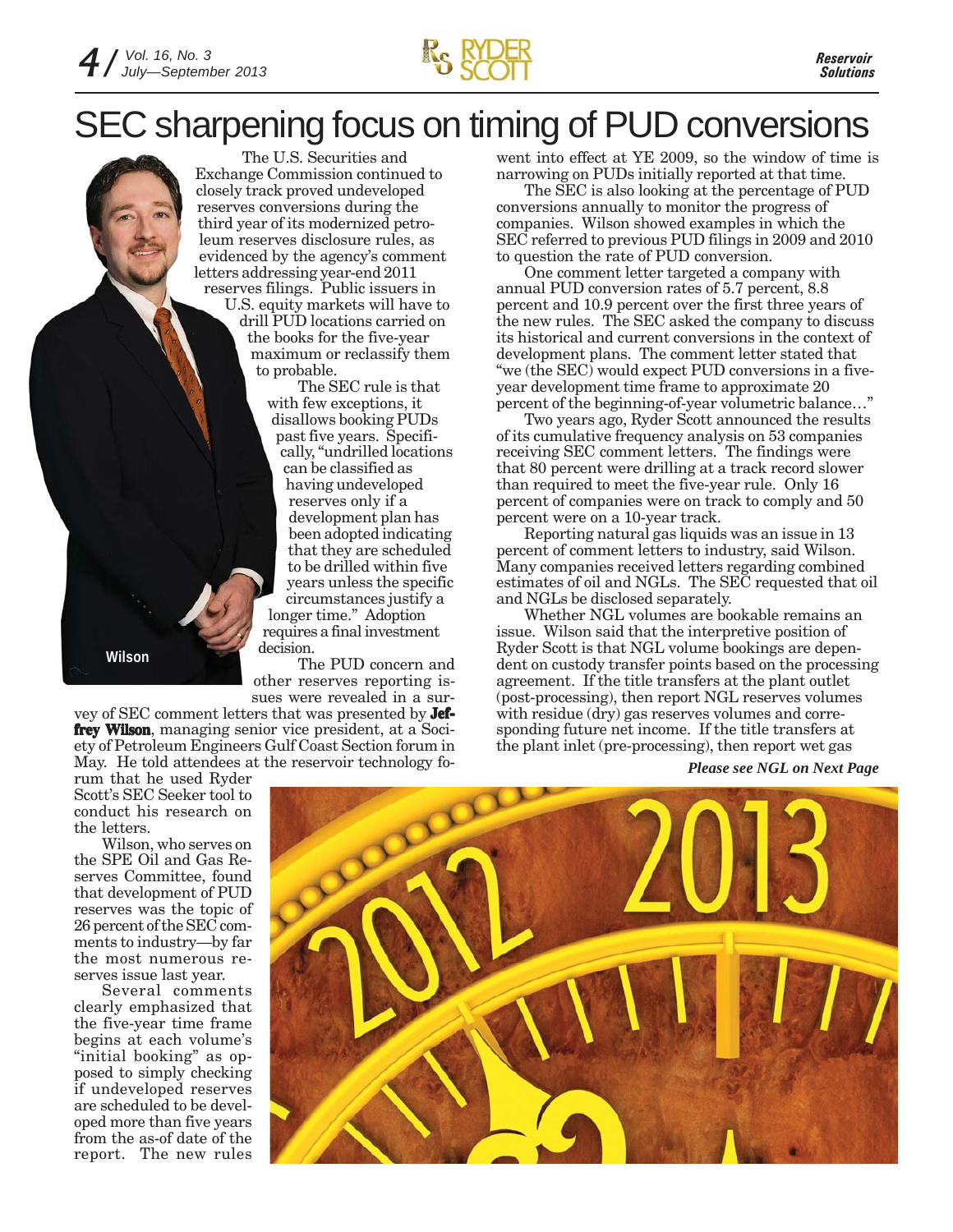# SEC sharpening focus on timing of PUD conversions

Wilson

The U.S. Securities and Exchange Commission continued to closely track proved undeveloped reserves conversions during the third year of its modernized petroleum reserves disclosure rules, as evidenced by the agency's comment letters addressing year-end 2011 reserves filings. Public issuers in U.S. equity markets will have to drill PUD locations carried on the books for the five-year maximum or reclassify them to probable.

The SEC rule is that with few exceptions, it disallows booking PUDs past five years. Specifically, "undrilled locations can be classified as having undeveloped reserves only if a development plan has been adopted indicating that they are scheduled to be drilled within five years unless the specific circumstances justify a longer time." Adoption requires a final investment decision.

The PUD concern and other reserves reporting issues were revealed in a survey of SEC comment letters that was presented by **Jeffrey Wilson**, managing senior vice president, at a Society of Petroleum Engineers Gulf Coast Section forum in May. He told attendees at the reservoir technology forum that he used Ryder Scott's SEC Seeker tool to conduct his research on the letters.

Wilson, who serves on the SPE Oil and Gas Reserves Committee, found that development of PUD reserves was the topic of 26 percent of the SEC comments to industry—by far the most numerous reserves issue last year.

Several comments clearly emphasized that the five-year time frame begins at each volume's "initial booking" as opposed to simply checking if undeveloped reserves are scheduled to be developed more than five years from the as-of date of the report. The new rules went into effect at YE 2009, so the window of time is narrowing on PUDs initially reported at that time.

The SEC is also looking at the percentage of PUD conversions annually to monitor the progress of companies. Wilson showed examples in which the SEC referred to previous PUD filings in 2009 and 2010 to question the rate of PUD conversion.

One comment letter targeted a company with annual PUD conversion rates of 5.7 percent, 8.8 percent and 10.9 percent over the first three years of the new rules. The SEC asked the company to discuss its historical and current conversions in the context of development plans. The comment letter stated that "we (the SEC) would expect PUD conversions in a five-year development time frame to approximate 20 percent of the beginning-of-year volumetric balance…"

Two years ago, Ryder Scott announced the results of its cumulative frequency analysis on 53 companies receiving SEC comment letters. The findings were that 80 percent were drilling at a track record slower than required to meet the five-year rule. Only 16 percent of companies were on track to comply and 50 percent were on a 10-year track.

Reporting natural gas liquids was an issue in 13 percent of comment letters to industry, said Wilson. Many companies received letters regarding combined estimates of oil and NGLs. The SEC requested that oil and NGLs be disclosed separately.

Whether NGL volumes are bookable remains an issue. Wilson said that the interpretive position of Ryder Scott is that NGL volume bookings are dependent on custody transfer points based on the processing agreement. If the title transfers at the plant outlet (post-processing), then report NGL reserves volumes with residue (dry) gas reserves volumes and corresponding future net income. If the title transfers at the plant inlet (pre-processing), then report wet gas

*Please see NGL on Next Page*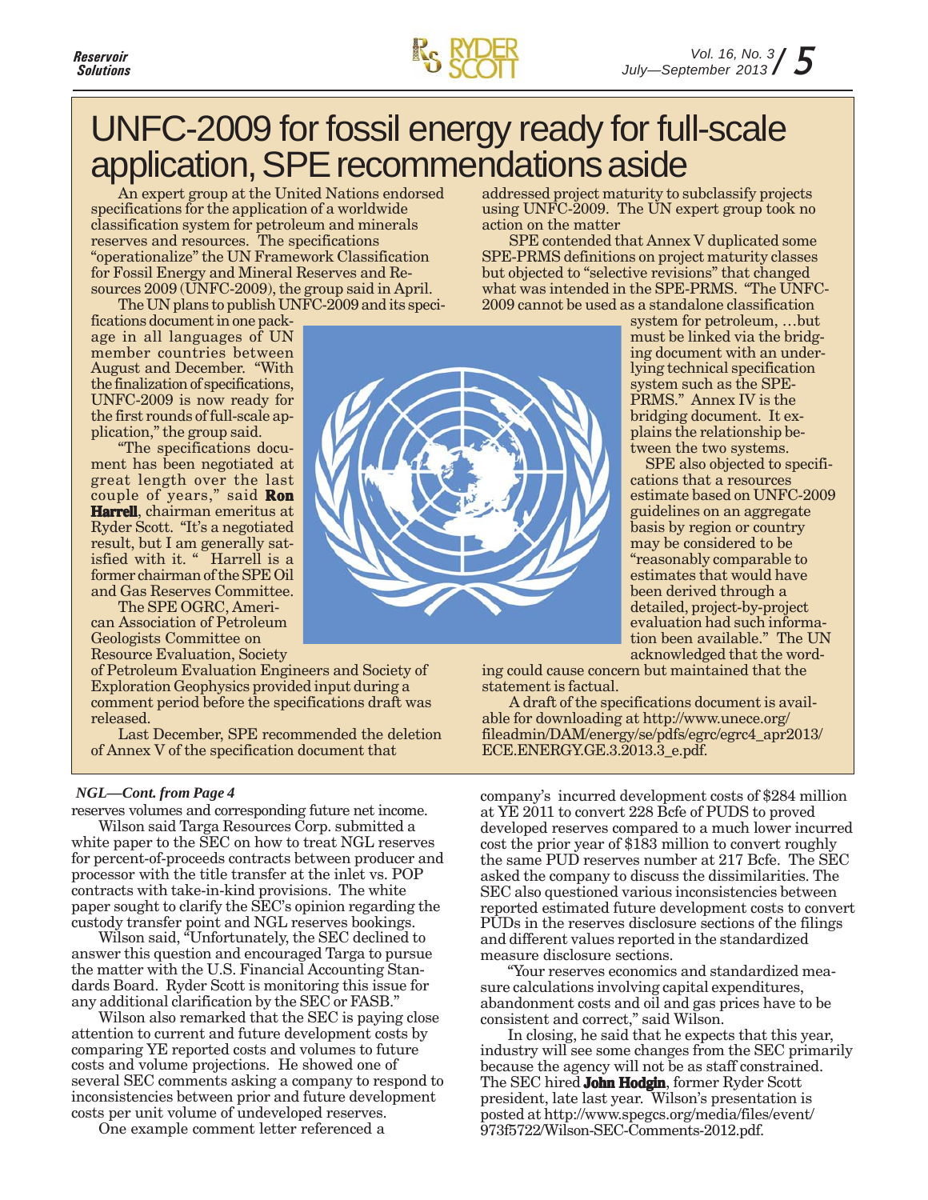# UNFC-2009 for fossil energy ready for full-scale application, SPE recommendations aside

An expert group at the United Nations endorsed specifications for the application of a worldwide classification system for petroleum and minerals reserves and resources. The specifications "operationalize" the UN Framework Classification for Fossil Energy and Mineral Reserves and Resources 2009 (UNFC-2009), the group said in April.

The UN plans to publish UNFC-2009 and its specifications document in one package in all languages of UN member countries between August and December. "With the finalization of specifications, UNFC-2009 is now ready for the first rounds of full-scale application," the group said.

"The specifications document has been negotiated at great length over the last couple of years," said **Ron Harrell**, chairman emeritus at Ryder Scott. "It's a negotiated result, but I am generally satisfied with it. " Harrell is a former chairman of the SPE Oil and Gas Reserves Committee.

The SPE OGRC, American Association of Petroleum Geologists Committee on Resource Evaluation, Society of Petroleum Evaluation Engineers and Society of Exploration Geophysics provided input during a comment period before the specifications draft was released.

Last December, SPE recommended the deletion of Annex V of the specification document that addressed project maturity to subclassify projects using UNFC-2009. The UN expert group took no action on the matter

SPE contended that Annex V duplicated some SPE-PRMS definitions on project maturity classes but objected to "selective revisions" that changed what was intended in the SPE-PRMS. "The UNFC-2009 cannot be used as a standalone classification system for petroleum, …but must be linked via the bridging document with an underlying technical specification system such as the SPE-PRMS." Annex IV is the bridging document. It explains the relationship between the two systems.

SPE also objected to specifications that a resources estimate based on UNFC-2009 guidelines on an aggregate basis by region or country may be considered to be "reasonably comparable to estimates that would have been derived through a detailed, project-by-project evaluation had such information been available." The UN acknowledged that the wording could cause concern but maintained that the statement is factual.

A draft of the specifications document is available for downloading at http://www.unece.org/fileadmin/DAM/energy/se/pdfs/egrc/egrc4_apr2013/ECE.ENERGY.GE.3.2013.3_e.pdf.

***NGL—Cont. from Page 4***

reserves volumes and corresponding future net income.

Wilson said Targa Resources Corp. submitted a white paper to the SEC on how to treat NGL reserves for percent-of-proceeds contracts between producer and processor with the title transfer at the inlet vs. POP contracts with take-in-kind provisions. The white paper sought to clarify the SEC's opinion regarding the custody transfer point and NGL reserves bookings.

Wilson said, "Unfortunately, the SEC declined to answer this question and encouraged Targa to pursue the matter with the U.S. Financial Accounting Standards Board. Ryder Scott is monitoring this issue for any additional clarification by the SEC or FASB."

Wilson also remarked that the SEC is paying close attention to current and future development costs by comparing YE reported costs and volumes to future costs and volume projections. He showed one of several SEC comments asking a company to respond to inconsistencies between prior and future development costs per unit volume of undeveloped reserves.

One example comment letter referenced a company's incurred development costs of $284 million at YE 2011 to convert 228 Bcfe of PUDS to proved developed reserves compared to a much lower incurred cost the prior year of $183 million to convert roughly the same PUD reserves number at 217 Bcfe. The SEC asked the company to discuss the dissimilarities. The SEC also questioned various inconsistencies between reported estimated future development costs to convert PUDs in the reserves disclosure sections of the filings and different values reported in the standardized measure disclosure sections.

"Your reserves economics and standardized measure calculations involving capital expenditures, abandonment costs and oil and gas prices have to be consistent and correct," said Wilson.

In closing, he said that he expects that this year, industry will see some changes from the SEC primarily because the agency will not be as staff constrained. The SEC hired **John Hodgin**, former Ryder Scott president, late last year. Wilson's presentation is posted at http://www.spegcs.org/media/files/event/973f5722/Wilson-SEC-Comments-2012.pdf.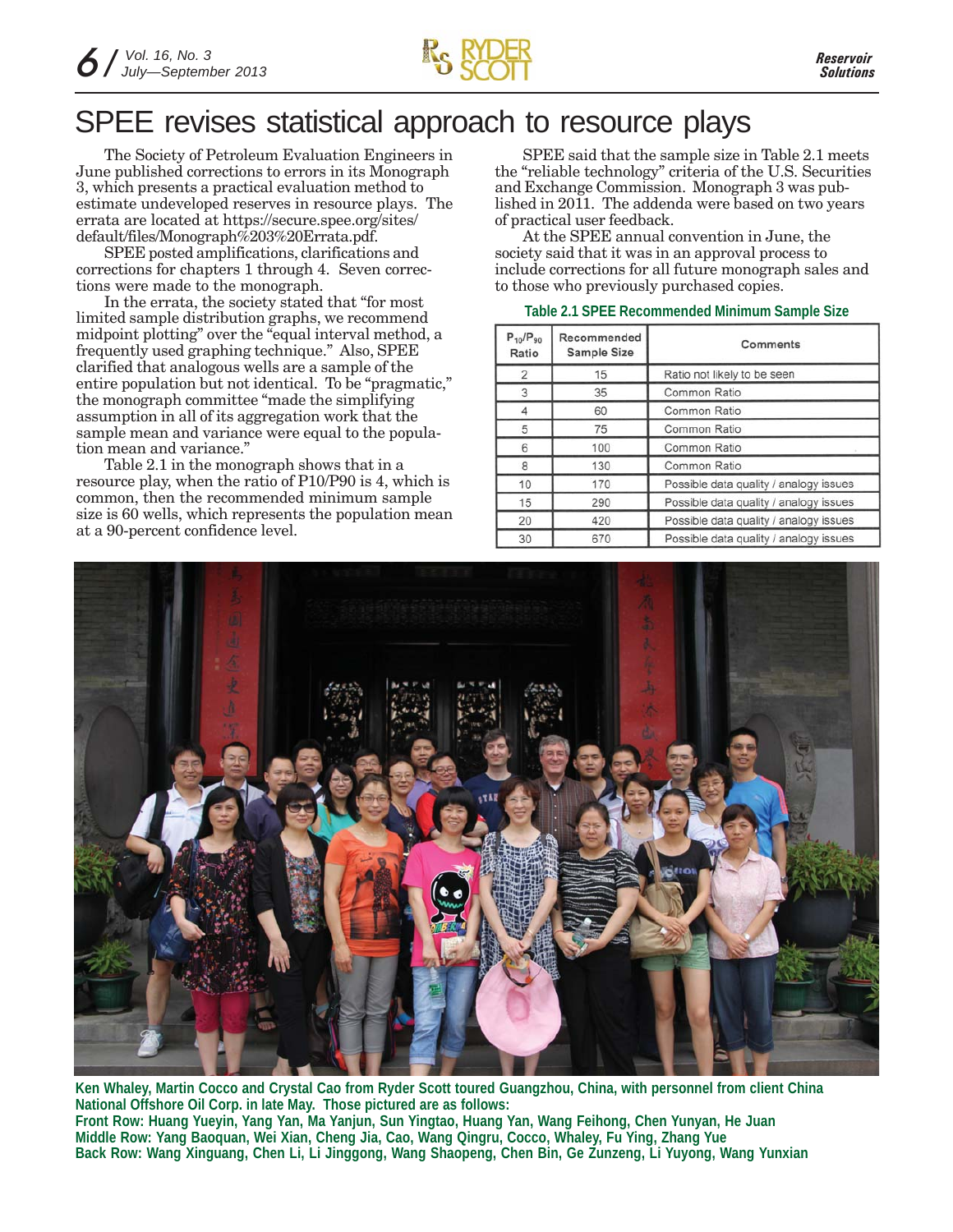# SPEE revises statistical approach to resource plays

The Society of Petroleum Evaluation Engineers in June published corrections to errors in its Monograph 3, which presents a practical evaluation method to estimate undeveloped reserves in resource plays. The errata are located at https://secure.spee.org/sites/default/files/Monograph%203%20Errata.pdf.

SPEE posted amplifications, clarifications and corrections for chapters 1 through 4. Seven corrections were made to the monograph.

In the errata, the society stated that "for most limited sample distribution graphs, we recommend midpoint plotting" over the "equal interval method, a frequently used graphing technique." Also, SPEE clarified that analogous wells are a sample of the entire population but not identical. To be "pragmatic," the monograph committee "made the simplifying assumption in all of its aggregation work that the sample mean and variance were equal to the population mean and variance."

Table 2.1 in the monograph shows that in a resource play, when the ratio of P10/P90 is 4, which is common, then the recommended minimum sample size is 60 wells, which represents the population mean at a 90-percent confidence level.

SPEE said that the sample size in Table 2.1 meets the "reliable technology" criteria of the U.S. Securities and Exchange Commission. Monograph 3 was published in 2011. The addenda were based on two years of practical user feedback.

At the SPEE annual convention in June, the society said that it was in an approval process to include corrections for all future monograph sales and to those who previously purchased copies.

**Table 2.1 SPEE Recommended Minimum Sample Size**

| $P_{10}/P_{90}$ Ratio | Recommended Sample Size | Comments |
|---|---|---|
| 2 | 15 | Ratio not likely to be seen |
| 3 | 35 | Common Ratio |
| 4 | 60 | Common Ratio |
| 5 | 75 | Common Ratio |
| 6 | 100 | Common Ratio |
| 8 | 130 | Common Ratio |
| 10 | 170 | Possible data quality / analogy issues |
| 15 | 290 | Possible data quality / analogy issues |
| 20 | 420 | Possible data quality / analogy issues |
| 30 | 670 | Possible data quality / analogy issues |

**Ken Whaley, Martin Cocco and Crystal Cao from Ryder Scott toured Guangzhou, China, with personnel from client China National Offshore Oil Corp. in late May. Those pictured are as follows:**
**Front Row: Huang Yueyin, Yang Yan, Ma Yanjun, Sun Yingtao, Huang Yan, Wang Feihong, Chen Yunyan, He Juan**
**Middle Row: Yang Baoquan, Wei Xian, Cheng Jia, Cao, Wang Qingru, Cocco, Whaley, Fu Ying, Zhang Yue**
**Back Row: Wang Xinguang, Chen Li, Li Jinggong, Wang Shaopeng, Chen Bin, Ge Zunzeng, Li Yuyong, Wang Yunxian**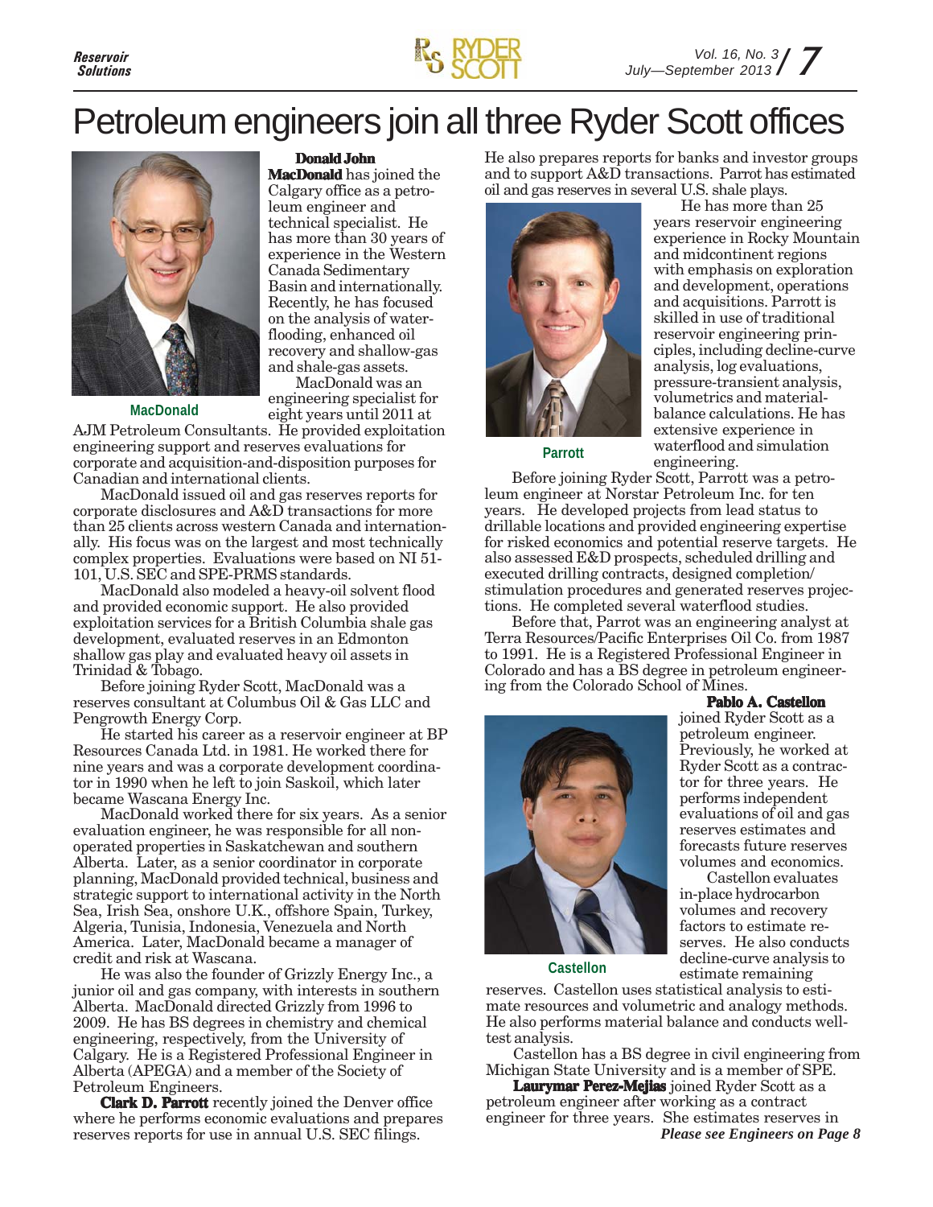# Petroleum engineers join all three Ryder Scott offices

MacDonald

**Donald John MacDonald** has joined the Calgary office as a petroleum engineer and technical specialist. He has more than 30 years of experience in the Western Canada Sedimentary Basin and internationally. Recently, he has focused on the analysis of waterflooding, enhanced oil recovery and shallow-gas and shale-gas assets.

MacDonald was an engineering specialist for eight years until 2011 at AJM Petroleum Consultants. He provided exploitation engineering support and reserves evaluations for corporate and acquisition-and-disposition purposes for Canadian and international clients.

MacDonald issued oil and gas reserves reports for corporate disclosures and A&D transactions for more than 25 clients across western Canada and internationally. His focus was on the largest and most technically complex properties. Evaluations were based on NI 51-101, U.S. SEC and SPE-PRMS standards.

MacDonald also modeled a heavy-oil solvent flood and provided economic support. He also provided exploitation services for a British Columbia shale gas development, evaluated reserves in an Edmonton shallow gas play and evaluated heavy oil assets in Trinidad & Tobago.

Before joining Ryder Scott, MacDonald was a reserves consultant at Columbus Oil & Gas LLC and Pengrowth Energy Corp.

He started his career as a reservoir engineer at BP Resources Canada Ltd. in 1981. He worked there for nine years and was a corporate development coordinator in 1990 when he left to join Saskoil, which later became Wascana Energy Inc.

MacDonald worked there for six years. As a senior evaluation engineer, he was responsible for all non-operated properties in Saskatchewan and southern Alberta. Later, as a senior coordinator in corporate planning, MacDonald provided technical, business and strategic support to international activity in the North Sea, Irish Sea, onshore U.K., offshore Spain, Turkey, Algeria, Tunisia, Indonesia, Venezuela and North America. Later, MacDonald became a manager of credit and risk at Wascana.

He was also the founder of Grizzly Energy Inc., a junior oil and gas company, with interests in southern Alberta. MacDonald directed Grizzly from 1996 to 2009. He has BS degrees in chemistry and chemical engineering, respectively, from the University of Calgary. He is a Registered Professional Engineer in Alberta (APEGA) and a member of the Society of Petroleum Engineers.

**Clark D. Parrott** recently joined the Denver office where he performs economic evaluations and prepares reserves reports for use in annual U.S. SEC filings. He also prepares reports for banks and investor groups and to support A&D transactions. Parrot has estimated oil and gas reserves in several U.S. shale plays.

Parrott

He has more than 25 years reservoir engineering experience in Rocky Mountain and midcontinent regions with emphasis on exploration and development, operations and acquisitions. Parrott is skilled in use of traditional reservoir engineering principles, including decline-curve analysis, log evaluations, pressure-transient analysis, volumetrics and material-balance calculations. He has extensive experience in waterflood and simulation engineering.

Before joining Ryder Scott, Parrott was a petroleum engineer at Norstar Petroleum Inc. for ten years. He developed projects from lead status to drillable locations and provided engineering expertise for risked economics and potential reserve targets. He also assessed E&D prospects, scheduled drilling and executed drilling contracts, designed completion/stimulation procedures and generated reserves projections. He completed several waterflood studies.

Before that, Parrot was an engineering analyst at Terra Resources/Pacific Enterprises Oil Co. from 1987 to 1991. He is a Registered Professional Engineer in Colorado and has a BS degree in petroleum engineering from the Colorado School of Mines.

Castellon

**Pablo A. Castellon** joined Ryder Scott as a petroleum engineer. Previously, he worked at Ryder Scott as a contractor for three years. He performs independent evaluations of oil and gas reserves estimates and forecasts future reserves volumes and economics.

Castellon evaluates in-place hydrocarbon volumes and recovery factors to estimate reserves. He also conducts decline-curve analysis to estimate remaining reserves. Castellon uses statistical analysis to estimate resources and volumetric and analogy methods. He also performs material balance and conducts well-test analysis.

Castellon has a BS degree in civil engineering from Michigan State University and is a member of SPE.

**Laurymar Perez-Mejias** joined Ryder Scott as a petroleum engineer after working as a contract engineer for three years. She estimates reserves in

*Please see Engineers on Page 8*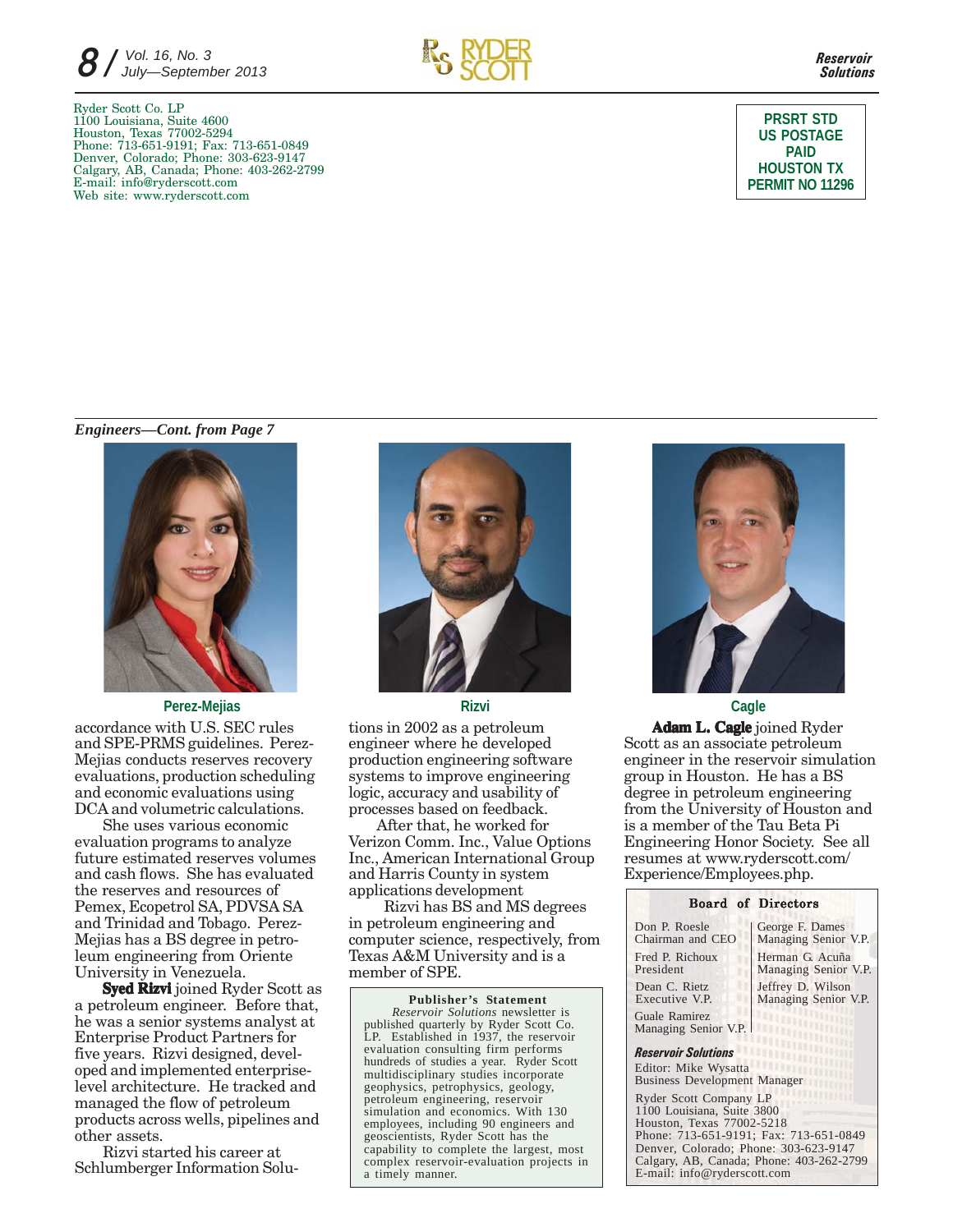Ryder Scott Co. LP
1100 Louisiana, Suite 4600
Houston, Texas 77002-5294
Phone: 713-651-9191; Fax: 713-651-0849
Denver, Colorado; Phone: 303-623-9147
Calgary, AB, Canada; Phone: 403-262-2799
E-mail: info@ryderscott.com
Web site: www.ryderscott.com

PRSRT STD
US POSTAGE
PAID
HOUSTON TX
PERMIT NO 11296

*Engineers—Cont. from Page 7*

Perez-Mejias

accordance with U.S. SEC rules and SPE-PRMS guidelines. Perez-Mejias conducts reserves recovery evaluations, production scheduling and economic evaluations using DCA and volumetric calculations.

She uses various economic evaluation programs to analyze future estimated reserves volumes and cash flows. She has evaluated the reserves and resources of Pemex, Ecopetrol SA, PDVSA SA and Trinidad and Tobago. Perez-Mejias has a BS degree in petroleum engineering from Oriente University in Venezuela.

**Syed Rizvi** joined Ryder Scott as a petroleum engineer. Before that, he was a senior systems analyst at Enterprise Product Partners for five years. Rizvi designed, developed and implemented enterprise-level architecture. He tracked and managed the flow of petroleum products across wells, pipelines and other assets.

Rizvi started his career at Schlumberger Information Solutions in 2002 as a petroleum engineer where he developed production engineering software systems to improve engineering logic, accuracy and usability of processes based on feedback.

After that, he worked for Verizon Comm. Inc., Value Options Inc., American International Group and Harris County in system applications development

Rizvi has BS and MS degrees in petroleum engineering and computer science, respectively, from Texas A&M University and is a member of SPE.

Rizvi

Cagle

**Adam L. Cagle** joined Ryder Scott as an associate petroleum engineer in the reservoir simulation group in Houston. He has a BS degree in petroleum engineering from the University of Houston and is a member of the Tau Beta Pi Engineering Honor Society. See all resumes at www.ryderscott.com/Experience/Employees.php.

**Publisher's Statement**

*Reservoir Solutions* newsletter is published quarterly by Ryder Scott Co. LP. Established in 1937, the reservoir evaluation consulting firm performs hundreds of studies a year. Ryder Scott multidisciplinary studies incorporate geophysics, petrophysics, geology, petroleum engineering, reservoir simulation and economics. With 130 employees, including 90 engineers and geoscientists, Ryder Scott has the capability to complete the largest, most complex reservoir-evaluation projects in a timely manner.

**Board of Directors**

| | |
|---|---|
| Don P. Roesle<br>Chairman and CEO | George F. Dames<br>Managing Senior V.P. |
| Fred P. Richoux<br>President | Herman G. Acuña<br>Managing Senior V.P. |
| Dean C. Rietz<br>Executive V.P. | Jeffrey D. Wilson<br>Managing Senior V.P. |
| Guale Ramirez<br>Managing Senior V.P. | |

***Reservoir Solutions***

Editor: Mike Wysatta
Business Development Manager

Ryder Scott Company LP
1100 Louisiana, Suite 3800
Houston, Texas 77002-5218
Phone: 713-651-9191; Fax: 713-651-0849
Denver, Colorado; Phone: 303-623-9147
Calgary, AB, Canada; Phone: 403-262-2799
E-mail: info@ryderscott.com